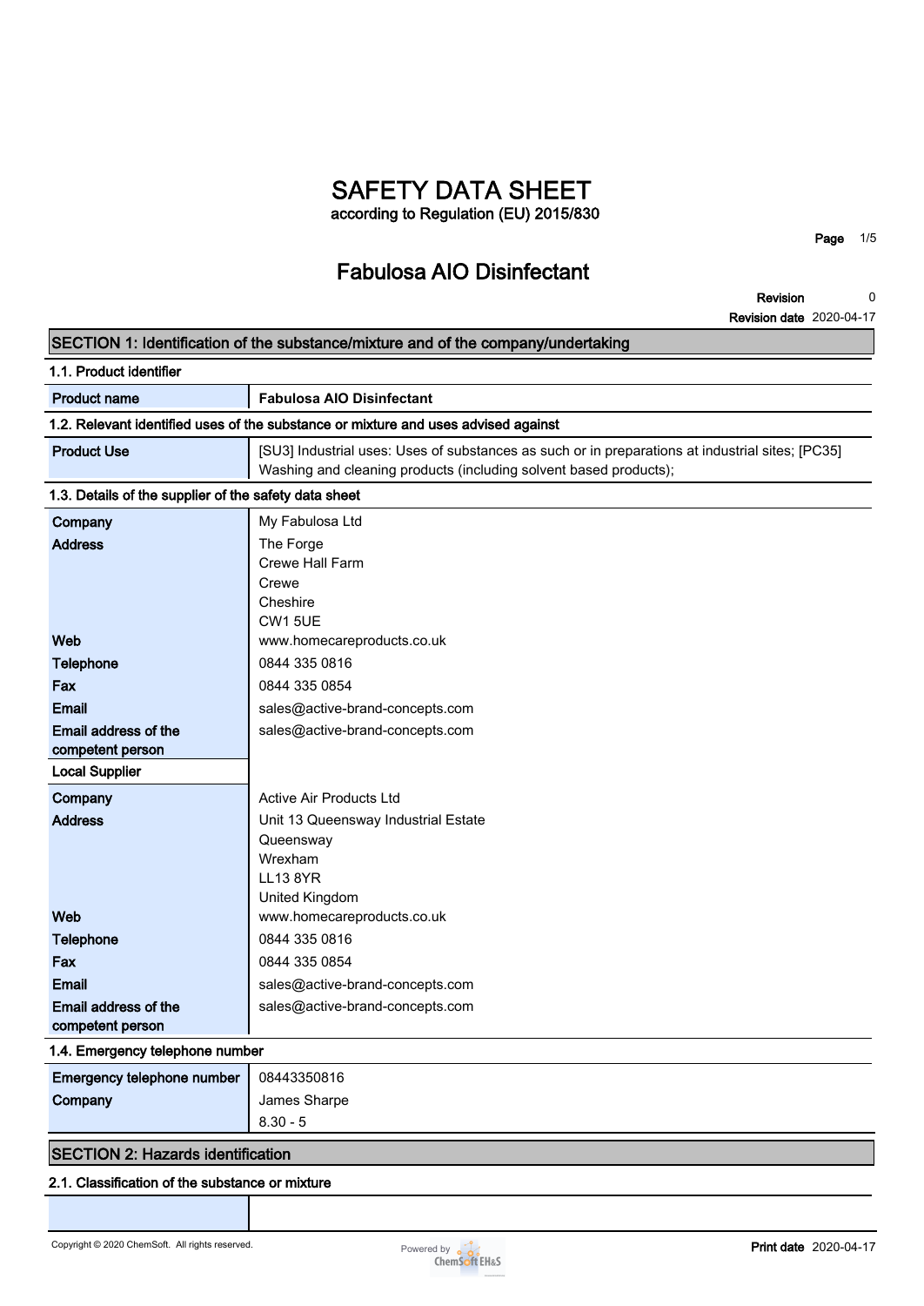# SAFETY DATA SHEET
according to Regulation (EU) 2015/830

## Fabulosa AIO Disinfectant

**Revision** 0
**Revision date** 2020-04-17

## SECTION 1: Identification of the substance/mixture and of the company/undertaking

### 1.1. Product identifier

| | |
|---|---|
| **Product name** | **Fabulosa AIO Disinfectant** |

### 1.2. Relevant identified uses of the substance or mixture and uses advised against

| | |
|---|---|
| **Product Use** | [SU3] Industrial uses: Uses of substances as such or in preparations at industrial sites; [PC35] Washing and cleaning products (including solvent based products); |

### 1.3. Details of the supplier of the safety data sheet

| | |
|---|---|
| **Company** | My Fabulosa Ltd |
| **Address** | The Forge<br>Crewe Hall Farm<br>Crewe<br>Cheshire<br>CW1 5UE |
| **Web** | www.homecareproducts.co.uk |
| **Telephone** | 0844 335 0816 |
| **Fax** | 0844 335 0854 |
| **Email** | sales@active-brand-concepts.com |
| **Email address of the competent person** | sales@active-brand-concepts.com |
| **Local Supplier** | |
| **Company** | Active Air Products Ltd |
| **Address** | Unit 13 Queensway Industrial Estate<br>Queensway<br>Wrexham<br>LL13 8YR<br>United Kingdom |
| **Web** | www.homecareproducts.co.uk |
| **Telephone** | 0844 335 0816 |
| **Fax** | 0844 335 0854 |
| **Email** | sales@active-brand-concepts.com |
| **Email address of the competent person** | sales@active-brand-concepts.com |

### 1.4. Emergency telephone number

| | |
|---|---|
| **Emergency telephone number** | 08443350816 |
| **Company** | James Sharpe |
| | 8.30 - 5 |

## SECTION 2: Hazards identification

### 2.1. Classification of the substance or mixture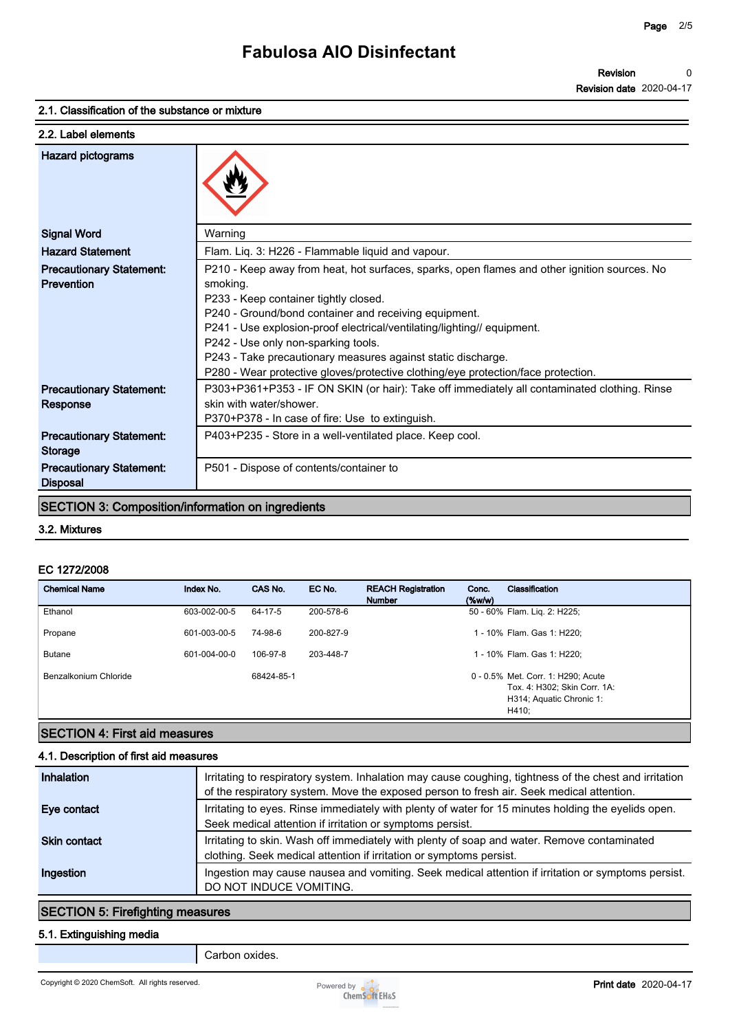# Fabulosa AIO Disinfectant

**Revision** 0
**Revision date** 2020-04-17

### 2.1. Classification of the substance or mixture

### 2.2. Label elements

| | |
|---|---|
| **Hazard pictograms** | |
| **Signal Word** | Warning |
| **Hazard Statement** | Flam. Liq. 3: H226 - Flammable liquid and vapour. |
| **Precautionary Statement: Prevention** | P210 - Keep away from heat, hot surfaces, sparks, open flames and other ignition sources. No smoking.<br>P233 - Keep container tightly closed.<br>P240 - Ground/bond container and receiving equipment.<br>P241 - Use explosion-proof electrical/ventilating/lighting// equipment.<br>P242 - Use only non-sparking tools.<br>P243 - Take precautionary measures against static discharge.<br>P280 - Wear protective gloves/protective clothing/eye protection/face protection. |
| **Precautionary Statement: Response** | P303+P361+P353 - IF ON SKIN (or hair): Take off immediately all contaminated clothing. Rinse skin with water/shower.<br>P370+P378 - In case of fire: Use to extinguish. |
| **Precautionary Statement: Storage** | P403+P235 - Store in a well-ventilated place. Keep cool. |
| **Precautionary Statement: Disposal** | P501 - Dispose of contents/container to |

## SECTION 3: Composition/information on ingredients

### 3.2. Mixtures

**EC 1272/2008**

| Chemical Name | Index No. | CAS No. | EC No. | REACH Registration Number | Conc. (%w/w) | Classification |
|---|---|---|---|---|---|---|
| Ethanol | 603-002-00-5 | 64-17-5 | 200-578-6 | | 50 - 60% | Flam. Liq. 2: H225; |
| Propane | 601-003-00-5 | 74-98-6 | 200-827-9 | | 1 - 10% | Flam. Gas 1: H220; |
| Butane | 601-004-00-0 | 106-97-8 | 203-448-7 | | 1 - 10% | Flam. Gas 1: H220; |
| Benzalkonium Chloride | | 68424-85-1 | | | 0 - 0.5% | Met. Corr. 1: H290; Acute Tox. 4: H302; Skin Corr. 1A: H314; Aquatic Chronic 1: H410; |

## SECTION 4: First aid measures

### 4.1. Description of first aid measures

| | |
|---|---|
| **Inhalation** | Irritating to respiratory system. Inhalation may cause coughing, tightness of the chest and irritation of the respiratory system. Move the exposed person to fresh air. Seek medical attention. |
| **Eye contact** | Irritating to eyes. Rinse immediately with plenty of water for 15 minutes holding the eyelids open. Seek medical attention if irritation or symptoms persist. |
| **Skin contact** | Irritating to skin. Wash off immediately with plenty of soap and water. Remove contaminated clothing. Seek medical attention if irritation or symptoms persist. |
| **Ingestion** | Ingestion may cause nausea and vomiting. Seek medical attention if irritation or symptoms persist. DO NOT INDUCE VOMITING. |

## SECTION 5: Firefighting measures

### 5.1. Extinguishing media

| | |
|---|---|
| | Carbon oxides. |

Copyright © 2020 ChemSoft. All rights reserved.

**Print date** 2020-04-17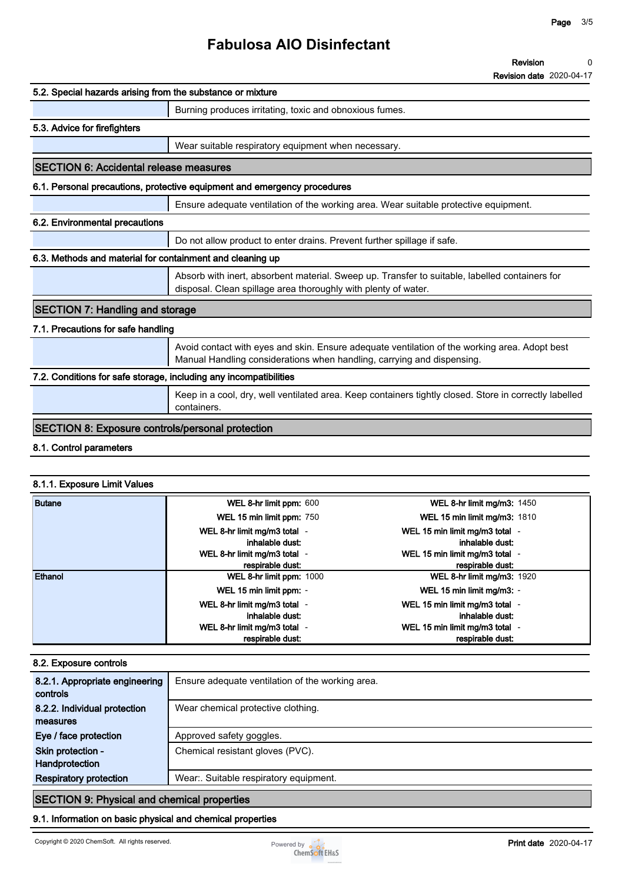### 5.2. Special hazards arising from the substance or mixture

Burning produces irritating, toxic and obnoxious fumes.

### 5.3. Advice for firefighters

Wear suitable respiratory equipment when necessary.

## SECTION 6: Accidental release measures

### 6.1. Personal precautions, protective equipment and emergency procedures

Ensure adequate ventilation of the working area. Wear suitable protective equipment.

### 6.2. Environmental precautions

Do not allow product to enter drains. Prevent further spillage if safe.

### 6.3. Methods and material for containment and cleaning up

Absorb with inert, absorbent material. Sweep up. Transfer to suitable, labelled containers for disposal. Clean spillage area thoroughly with plenty of water.

## SECTION 7: Handling and storage

### 7.1. Precautions for safe handling

Avoid contact with eyes and skin. Ensure adequate ventilation of the working area. Adopt best Manual Handling considerations when handling, carrying and dispensing.

### 7.2. Conditions for safe storage, including any incompatibilities

Keep in a cool, dry, well ventilated area. Keep containers tightly closed. Store in correctly labelled containers.

## SECTION 8: Exposure controls/personal protection

### 8.1. Control parameters

#### 8.1.1. Exposure Limit Values

| Substance | Parameter | Value | Parameter | Value |
|---|---|---|---|---|
| Butane | WEL 8-hr limit ppm: | 600 | WEL 8-hr limit mg/m3: | 1450 |
| | WEL 15 min limit ppm: | 750 | WEL 15 min limit mg/m3: | 1810 |
| | WEL 8-hr limit mg/m3 total inhalable dust: | - | WEL 15 min limit mg/m3 total inhalable dust: | - |
| | WEL 8-hr limit mg/m3 total respirable dust: | - | WEL 15 min limit mg/m3 total respirable dust: | - |
| Ethanol | WEL 8-hr limit ppm: | 1000 | WEL 8-hr limit mg/m3: | 1920 |
| | WEL 15 min limit ppm: | - | WEL 15 min limit mg/m3: | - |
| | WEL 8-hr limit mg/m3 total inhalable dust: | - | WEL 15 min limit mg/m3 total inhalable dust: | - |
| | WEL 8-hr limit mg/m3 total respirable dust: | - | WEL 15 min limit mg/m3 total respirable dust: | - |

### 8.2. Exposure controls

| | |
|---|---|
| 8.2.1. Appropriate engineering controls | Ensure adequate ventilation of the working area. |
| 8.2.2. Individual protection measures | Wear chemical protective clothing. |
| Eye / face protection | Approved safety goggles. |
| Skin protection - Handprotection | Chemical resistant gloves (PVC). |
| Respiratory protection | Wear:. Suitable respiratory equipment. |

## SECTION 9: Physical and chemical properties

### 9.1. Information on basic physical and chemical properties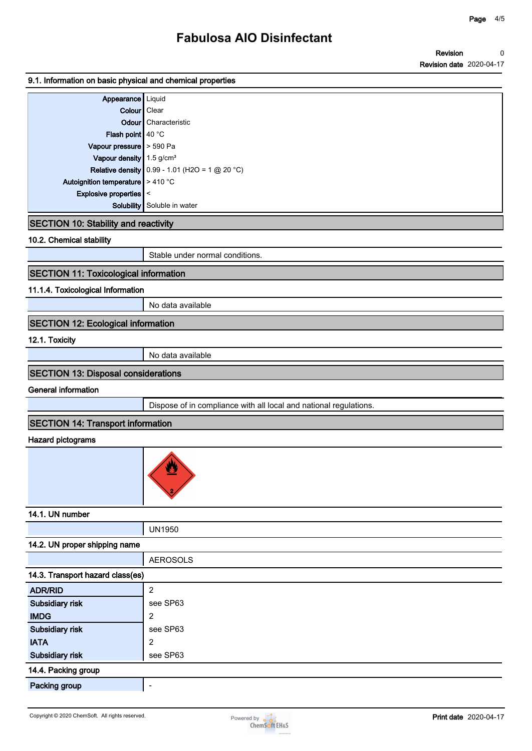# Fabulosa AIO Disinfectant

**Revision** 0
**Revision date** 2020-04-17

### 9.1. Information on basic physical and chemical properties

| | |
|---|---|
| **Appearance** | Liquid |
| **Colour** | Clear |
| **Odour** | Characteristic |
| **Flash point** | 40 °C |
| **Vapour pressure** | > 590 Pa |
| **Vapour density** | 1.5 g/cm³ |
| **Relative density** | 0.99 - 1.01 (H2O = 1 @ 20 °C) |
| **Autoignition temperature** | > 410 °C |
| **Explosive properties** | < |
| **Solubility** | Soluble in water |

## SECTION 10: Stability and reactivity

### 10.2. Chemical stability

Stable under normal conditions.

## SECTION 11: Toxicological information

### 11.1.4. Toxicological Information

No data available

## SECTION 12: Ecological information

### 12.1. Toxicity

No data available

## SECTION 13: Disposal considerations

### General information

Dispose of in compliance with all local and national regulations.

## SECTION 14: Transport information

### Hazard pictograms

### 14.1. UN number

UN1950

### 14.2. UN proper shipping name

AEROSOLS

### 14.3. Transport hazard class(es)

| | |
|---|---|
| **ADR/RID** | 2 |
| **Subsidiary risk** | see SP63 |
| **IMDG** | 2 |
| **Subsidiary risk** | see SP63 |
| **IATA** | 2 |
| **Subsidiary risk** | see SP63 |

### 14.4. Packing group

| | |
|---|---|
| **Packing group** | - |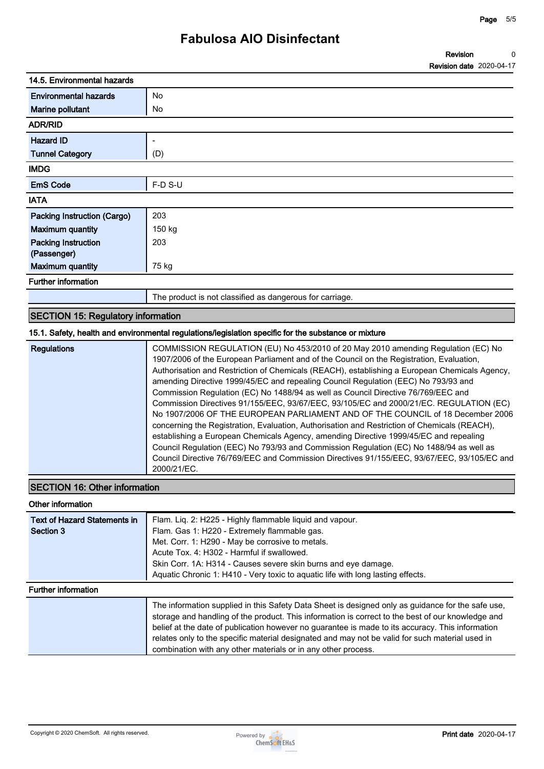# Fabulosa AIO Disinfectant

**Revision** 0
**Revision date** 2020-04-17

### 14.5. Environmental hazards

| | |
|---|---|
| **Environmental hazards** | No |
| **Marine pollutant** | No |

### ADR/RID

| | |
|---|---|
| **Hazard ID** | - |
| **Tunnel Category** | (D) |

### IMDG

| | |
|---|---|
| **EmS Code** | F-D S-U |

### IATA

| | |
|---|---|
| **Packing Instruction (Cargo)** | 203 |
| **Maximum quantity** | 150 kg |
| **Packing Instruction (Passenger)** | 203 |
| **Maximum quantity** | 75 kg |

### Further information

| | |
|---|---|
| | The product is not classified as dangerous for carriage. |

## SECTION 15: Regulatory information

### 15.1. Safety, health and environmental regulations/legislation specific for the substance or mixture

| | |
|---|---|
| **Regulations** | COMMISSION REGULATION (EU) No 453/2010 of 20 May 2010 amending Regulation (EC) No 1907/2006 of the European Parliament and of the Council on the Registration, Evaluation, Authorisation and Restriction of Chemicals (REACH), establishing a European Chemicals Agency, amending Directive 1999/45/EC and repealing Council Regulation (EEC) No 793/93 and Commission Regulation (EC) No 1488/94 as well as Council Directive 76/769/EEC and Commission Directives 91/155/EEC, 93/67/EEC, 93/105/EC and 2000/21/EC. REGULATION (EC) No 1907/2006 OF THE EUROPEAN PARLIAMENT AND OF THE COUNCIL of 18 December 2006 concerning the Registration, Evaluation, Authorisation and Restriction of Chemicals (REACH), establishing a European Chemicals Agency, amending Directive 1999/45/EC and repealing Council Regulation (EEC) No 793/93 and Commission Regulation (EC) No 1488/94 as well as Council Directive 76/769/EEC and Commission Directives 91/155/EEC, 93/67/EEC, 93/105/EC and 2000/21/EC. |

## SECTION 16: Other information

### Other information

| | |
|---|---|
| **Text of Hazard Statements in Section 3** | Flam. Liq. 2: H225 - Highly flammable liquid and vapour.<br>Flam. Gas 1: H220 - Extremely flammable gas.<br>Met. Corr. 1: H290 - May be corrosive to metals.<br>Acute Tox. 4: H302 - Harmful if swallowed.<br>Skin Corr. 1A: H314 - Causes severe skin burns and eye damage.<br>Aquatic Chronic 1: H410 - Very toxic to aquatic life with long lasting effects. |

### Further information

| | |
|---|---|
| | The information supplied in this Safety Data Sheet is designed only as guidance for the safe use, storage and handling of the product. This information is correct to the best of our knowledge and belief at the date of publication however no guarantee is made to its accuracy. This information relates only to the specific material designated and may not be valid for such material used in combination with any other materials or in any other process. |